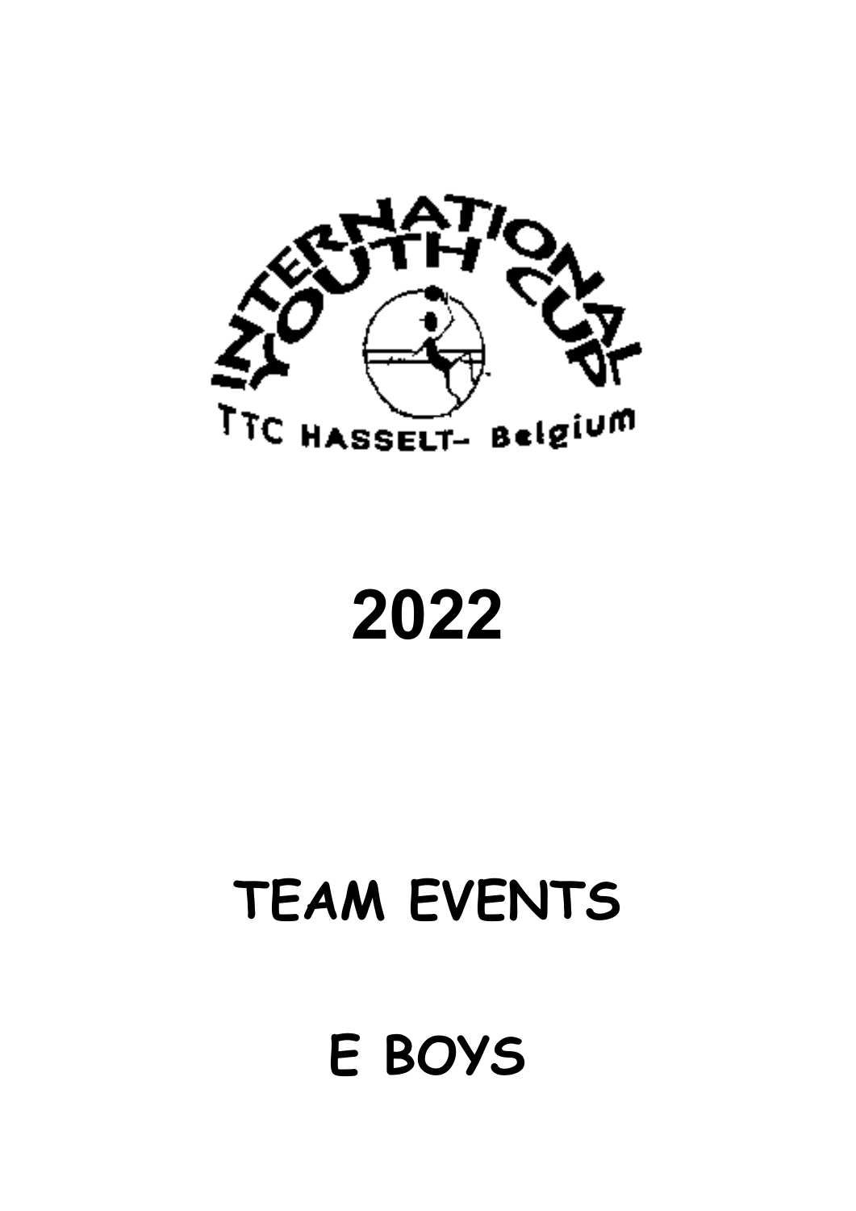INTERNATIONAL YOUTH CUP

TTC HASSELT- Belgium

# 2022

# TEAM EVENTS

# E BOYS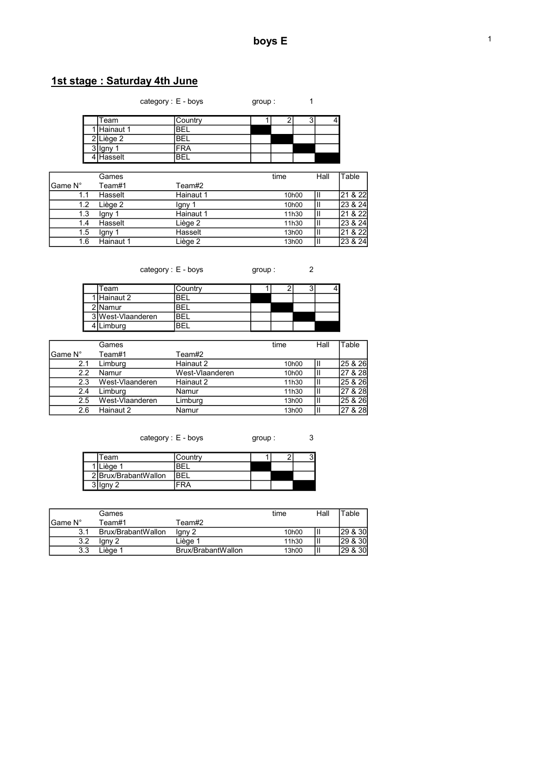# boys E

## 1st stage : Saturday 4th June

category : E - boys group : 1

| | Team | Country | 1 | 2 | 3 | 4 |
|---|---|---|---|---|---|---|
| 1 | Hainaut 1 | BEL | | | | |
| 2 | Liège 2 | BEL | | | | |
| 3 | Igny 1 | FRA | | | | |
| 4 | Hasselt | BEL | | | | |

| Game N° | Games Team#1 | Team#2 | time | Hall | Table |
|---|---|---|---|---|---|
| 1.1 | Hasselt | Hainaut 1 | 10h00 | II | 21 & 22 |
| 1.2 | Liège 2 | Igny 1 | 10h00 | II | 23 & 24 |
| 1.3 | Igny 1 | Hainaut 1 | 11h30 | II | 21 & 22 |
| 1.4 | Hasselt | Liège 2 | 11h30 | II | 23 & 24 |
| 1.5 | Igny 1 | Hasselt | 13h00 | II | 21 & 22 |
| 1.6 | Hainaut 1 | Liège 2 | 13h00 | II | 23 & 24 |

category : E - boys group : 2

| | Team | Country | 1 | 2 | 3 | 4 |
|---|---|---|---|---|---|---|
| 1 | Hainaut 2 | BEL | | | | |
| 2 | Namur | BEL | | | | |
| 3 | West-Vlaanderen | BEL | | | | |
| 4 | Limburg | BEL | | | | |

| Game N° | Games Team#1 | Team#2 | time | Hall | Table |
|---|---|---|---|---|---|
| 2.1 | Limburg | Hainaut 2 | 10h00 | II | 25 & 26 |
| 2.2 | Namur | West-Vlaanderen | 10h00 | II | 27 & 28 |
| 2.3 | West-Vlaanderen | Hainaut 2 | 11h30 | II | 25 & 26 |
| 2.4 | Limburg | Namur | 11h30 | II | 27 & 28 |
| 2.5 | West-Vlaanderen | Limburg | 13h00 | II | 25 & 26 |
| 2.6 | Hainaut 2 | Namur | 13h00 | II | 27 & 28 |

category : E - boys group : 3

| | Team | Country | 1 | 2 | 3 |
|---|---|---|---|---|---|
| 1 | Liège 1 | BEL | | | |
| 2 | Brux/BrabantWallon | BEL | | | |
| 3 | Igny 2 | FRA | | | |

| Game N° | Games Team#1 | Team#2 | time | Hall | Table |
|---|---|---|---|---|---|
| 3.1 | Brux/BrabantWallon | Igny 2 | 10h00 | II | 29 & 30 |
| 3.2 | Igny 2 | Liège 1 | 11h30 | II | 29 & 30 |
| 3.3 | Liège 1 | Brux/BrabantWallon | 13h00 | II | 29 & 30 |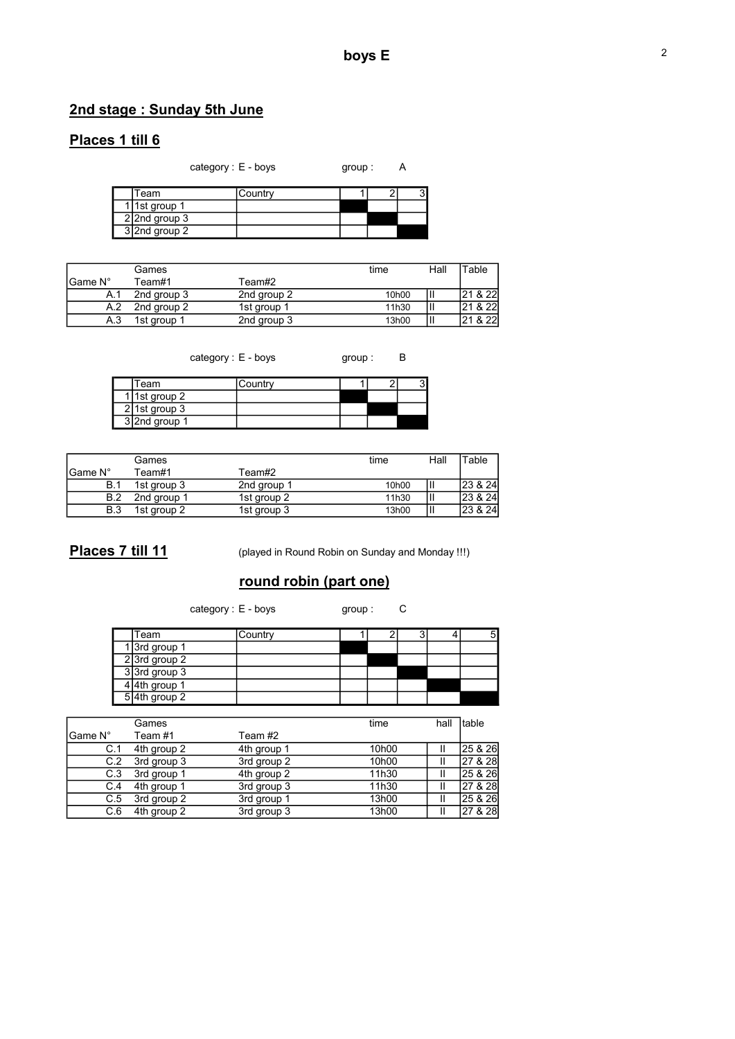# boys E

## 2nd stage : Sunday 5th June

## Places 1 till 6

category : E - boys group : A

| | Team | Country | 1 | 2 | 3 |
|---|---|---|---|---|---|
| 1 | 1st group 1 | | | | |
| 2 | 2nd group 3 | | | | |
| 3 | 2nd group 2 | | | | |

| Game N° | Games Team#1 | Team#2 | time | Hall | Table |
|---|---|---|---|---|---|
| A.1 | 2nd group 3 | 2nd group 2 | 10h00 | II | 21 & 22 |
| A.2 | 2nd group 2 | 1st group 1 | 11h30 | II | 21 & 22 |
| A.3 | 1st group 1 | 2nd group 3 | 13h00 | II | 21 & 22 |

category : E - boys group : B

| | Team | Country | 1 | 2 | 3 |
|---|---|---|---|---|---|
| 1 | 1st group 2 | | | | |
| 2 | 1st group 3 | | | | |
| 3 | 2nd group 1 | | | | |

| Game N° | Games Team#1 | Team#2 | time | Hall | Table |
|---|---|---|---|---|---|
| B.1 | 1st group 3 | 2nd group 1 | 10h00 | II | 23 & 24 |
| B.2 | 2nd group 1 | 1st group 2 | 11h30 | II | 23 & 24 |
| B.3 | 1st group 2 | 1st group 3 | 13h00 | II | 23 & 24 |

## Places 7 till 11

(played in Round Robin on Sunday and Monday !!!)

### round robin (part one)

category : E - boys group : C

| | Team | Country | 1 | 2 | 3 | 4 | 5 |
|---|---|---|---|---|---|---|---|
| 1 | 3rd group 1 | | | | | | |
| 2 | 3rd group 2 | | | | | | |
| 3 | 3rd group 3 | | | | | | |
| 4 | 4th group 1 | | | | | | |
| 5 | 4th group 2 | | | | | | |

| Game N° | Games Team #1 | Team #2 | time | hall | table |
|---|---|---|---|---|---|
| C.1 | 4th group 2 | 4th group 1 | 10h00 | II | 25 & 26 |
| C.2 | 3rd group 3 | 3rd group 2 | 10h00 | II | 27 & 28 |
| C.3 | 3rd group 1 | 4th group 2 | 11h30 | II | 25 & 26 |
| C.4 | 4th group 1 | 3rd group 3 | 11h30 | II | 27 & 28 |
| C.5 | 3rd group 2 | 3rd group 1 | 13h00 | II | 25 & 26 |
| C.6 | 4th group 2 | 3rd group 3 | 13h00 | II | 27 & 28 |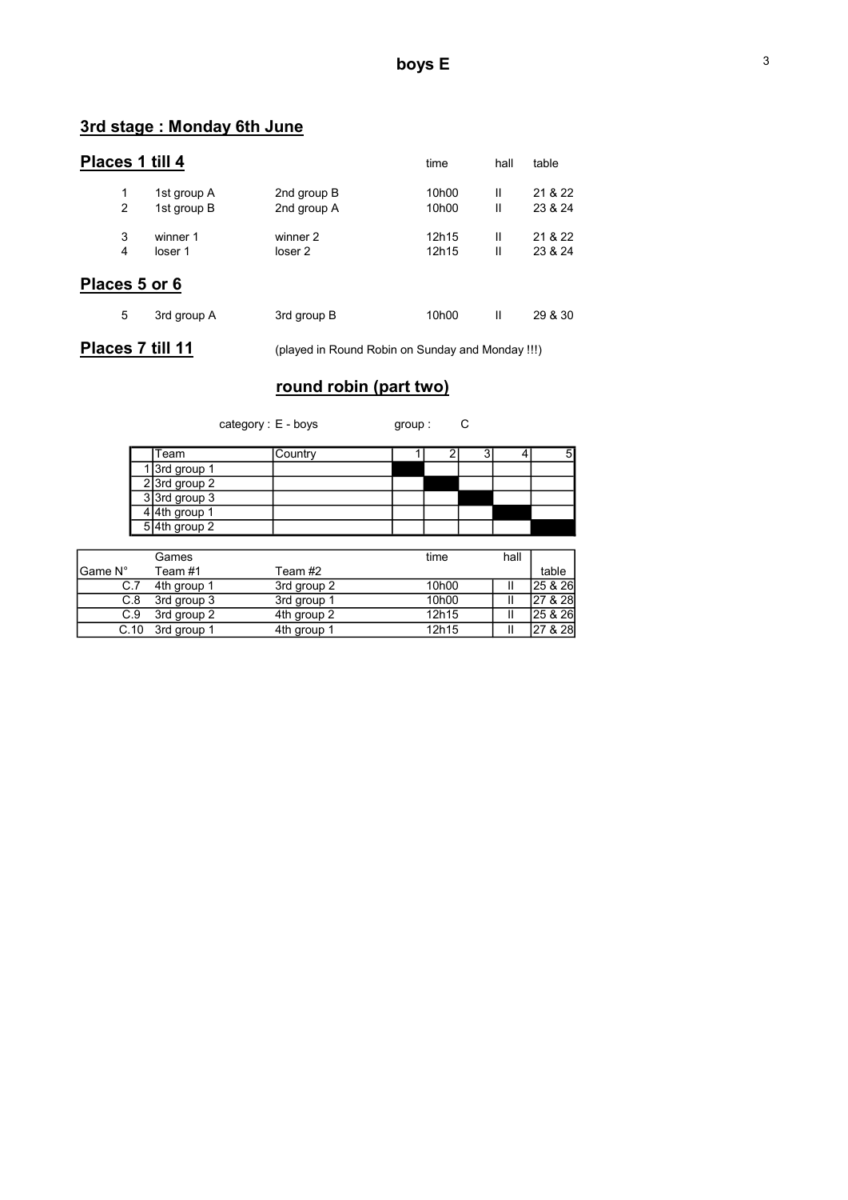# boys E

## 3rd stage : Monday 6th June

### Places 1 till 4

| | | | time | hall | table |
|---|---|---|---|---|---|
| 1 | 1st group A | 2nd group B | 10h00 | II | 21 & 22 |
| 2 | 1st group B | 2nd group A | 10h00 | II | 23 & 24 |
| 3 | winner 1 | winner 2 | 12h15 | II | 21 & 22 |
| 4 | loser 1 | loser 2 | 12h15 | II | 23 & 24 |

### Places 5 or 6

| | | | time | hall | table |
|---|---|---|---|---|---|
| 5 | 3rd group A | 3rd group B | 10h00 | II | 29 & 30 |

### Places 7 till 11

(played in Round Robin on Sunday and Monday !!!)

## round robin (part two)

category : E - boys group : C

| | Team | Country | 1 | 2 | 3 | 4 | 5 |
|---|---|---|---|---|---|---|---|
| 1 | 3rd group 1 | | | | | | |
| 2 | 3rd group 2 | | | | | | |
| 3 | 3rd group 3 | | | | | | |
| 4 | 4th group 1 | | | | | | |
| 5 | 4th group 2 | | | | | | |

| Game N° | Games Team #1 | Team #2 | time | hall | table |
|---|---|---|---|---|---|
| C.7 | 4th group 1 | 3rd group 2 | 10h00 | II | 25 & 26 |
| C.8 | 3rd group 3 | 3rd group 1 | 10h00 | II | 27 & 28 |
| C.9 | 3rd group 2 | 4th group 2 | 12h15 | II | 25 & 26 |
| C.10 | 3rd group 1 | 4th group 1 | 12h15 | II | 27 & 28 |